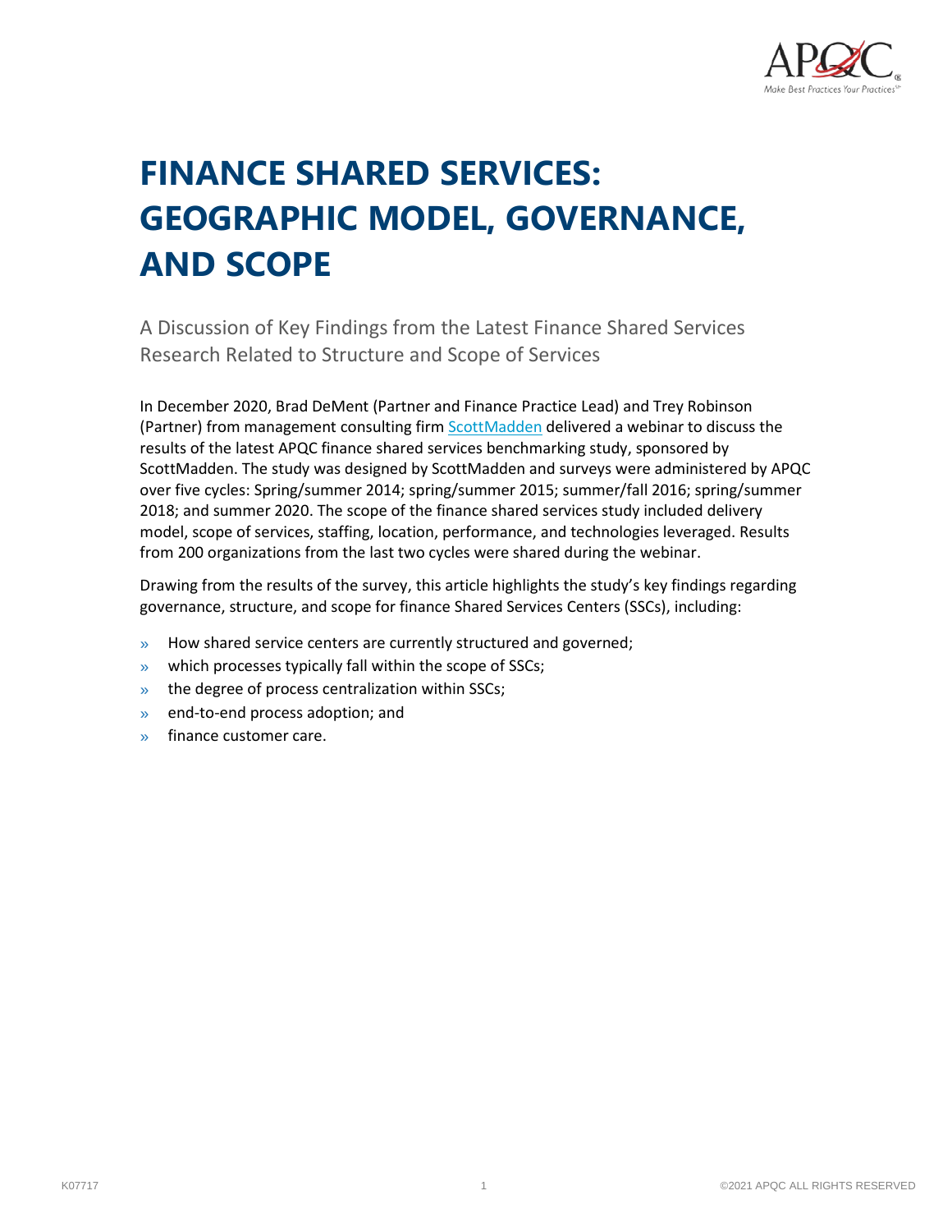# FINANCE SHARED SERVICES: GEOGRAPHIC MODEL, GOVERNANCE, AND SCOPE

A Discussion of Key Findings from the Latest Finance Shared Services Research Related to Structure and Scope of Services

In December 2020, Brad DeMent (Partner and Finance Practice Lead) and Trey Robinson (Partner) from management consulting firm ScottMadden delivered a webinar to discuss the results of the latest APQC finance shared services benchmarking study, sponsored by ScottMadden. The study was designed by ScottMadden and surveys were administered by APQC over five cycles: Spring/summer 2014; spring/summer 2015; summer/fall 2016; spring/summer 2018; and summer 2020. The scope of the finance shared services study included delivery model, scope of services, staffing, location, performance, and technologies leveraged. Results from 200 organizations from the last two cycles were shared during the webinar.

Drawing from the results of the survey, this article highlights the study's key findings regarding governance, structure, and scope for finance Shared Services Centers (SSCs), including:

- How shared service centers are currently structured and governed;
- which processes typically fall within the scope of SSCs;
- the degree of process centralization within SSCs;
- end-to-end process adoption; and
- finance customer care.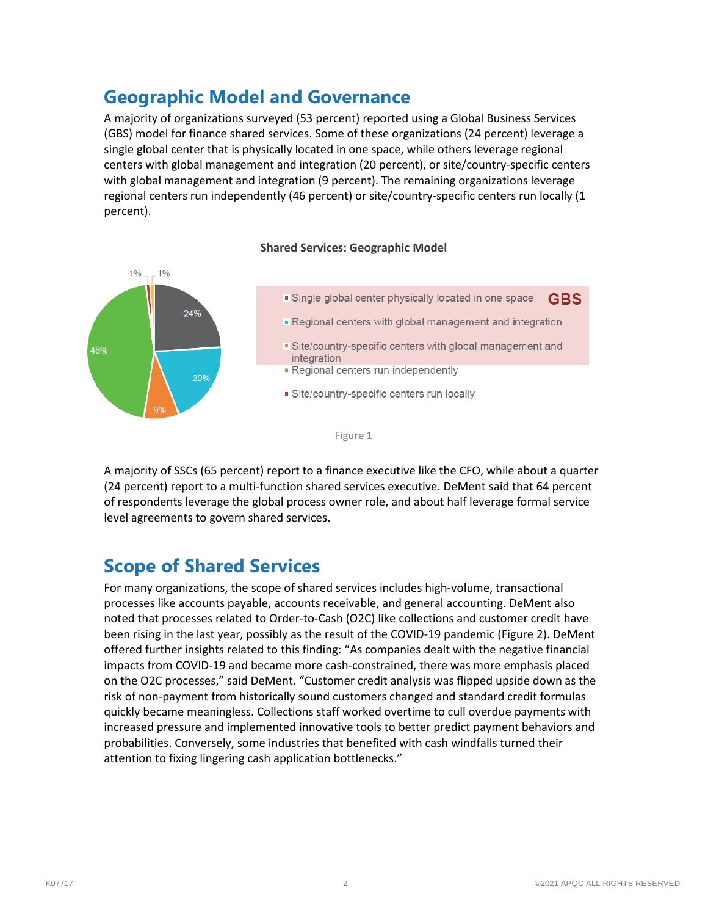## Geographic Model and Governance

A majority of organizations surveyed (53 percent) reported using a Global Business Services (GBS) model for finance shared services. Some of these organizations (24 percent) leverage a single global center that is physically located in one space, while others leverage regional centers with global management and integration (20 percent), or site/country-specific centers with global management and integration (9 percent). The remaining organizations leverage regional centers run independently (46 percent) or site/country-specific centers run locally (1 percent).

**Shared Services: Geographic Model**

GBS:
- Single global center physically located in one space (24%)
- Regional centers with global management and integration (20%)
- Site/country-specific centers with global management and integration (9%)

Other:
- Regional centers run independently (46%)
- Site/country-specific centers run locally (1%)

Figure 1

A majority of SSCs (65 percent) report to a finance executive like the CFO, while about a quarter (24 percent) report to a multi-function shared services executive. DeMent said that 64 percent of respondents leverage the global process owner role, and about half leverage formal service level agreements to govern shared services.

## Scope of Shared Services

For many organizations, the scope of shared services includes high-volume, transactional processes like accounts payable, accounts receivable, and general accounting. DeMent also noted that processes related to Order-to-Cash (O2C) like collections and customer credit have been rising in the last year, possibly as the result of the COVID-19 pandemic (Figure 2). DeMent offered further insights related to this finding: "As companies dealt with the negative financial impacts from COVID-19 and became more cash-constrained, there was more emphasis placed on the O2C processes," said DeMent. "Customer credit analysis was flipped upside down as the risk of non-payment from historically sound customers changed and standard credit formulas quickly became meaningless. Collections staff worked overtime to cull overdue payments with increased pressure and implemented innovative tools to better predict payment behaviors and probabilities. Conversely, some industries that benefited with cash windfalls turned their attention to fixing lingering cash application bottlenecks."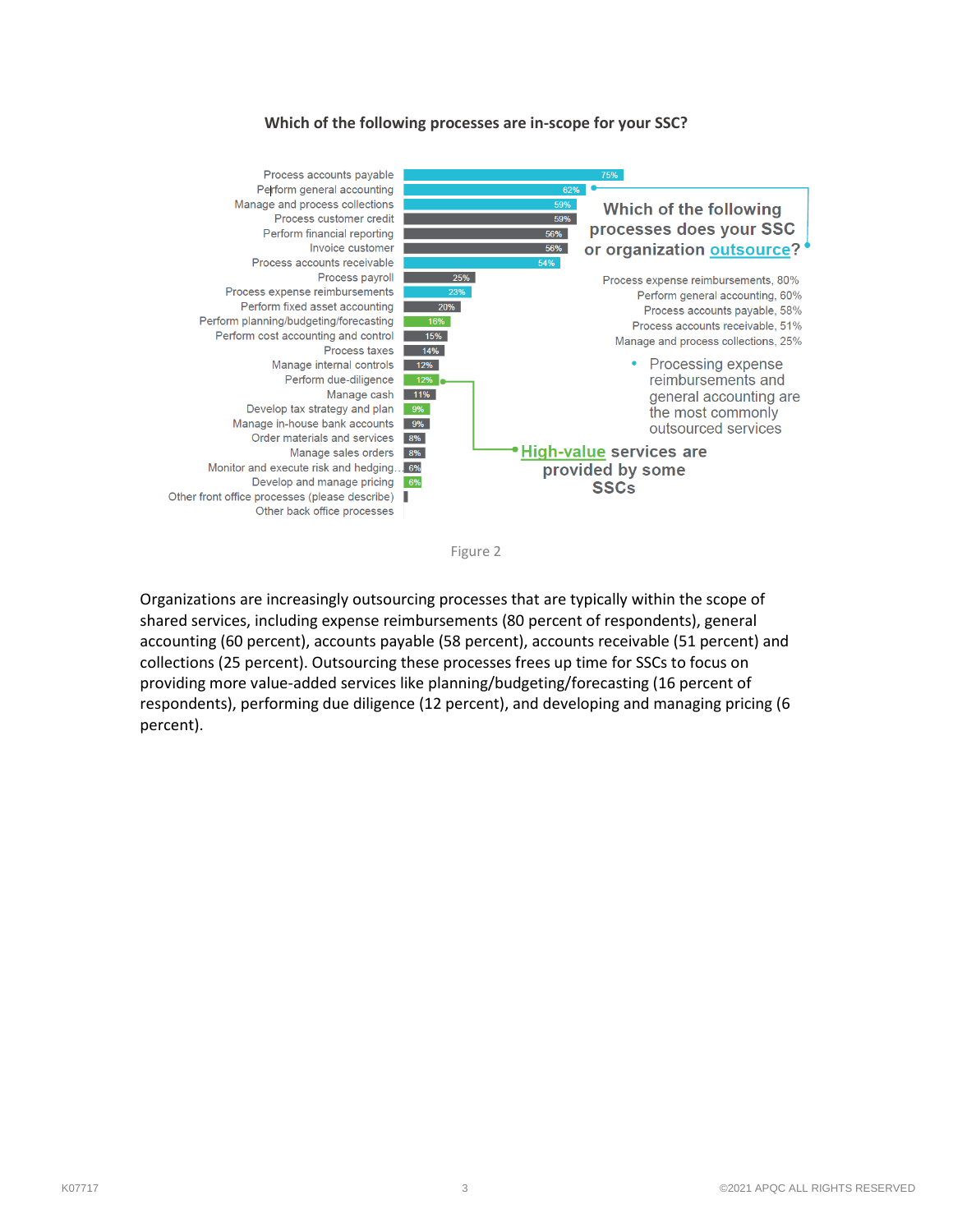**Which of the following processes are in-scope for your SSC?**

| Process | Percent |
|---|---|
| Process accounts payable | 75% |
| Perform general accounting | 62% |
| Manage and process collections | 59% |
| Process customer credit | 59% |
| Perform financial reporting | 56% |
| Invoice customer | 56% |
| Process accounts receivable | 54% |
| Process payroll | 25% |
| Process expense reimbursements | 23% |
| Perform fixed asset accounting | 20% |
| Perform planning/budgeting/forecasting | 16% |
| Perform cost accounting and control | 15% |
| Process taxes | 14% |
| Manage internal controls | 12% |
| Perform due-diligence | 12% |
| Manage cash | 11% |
| Develop tax strategy and plan | 9% |
| Manage in-house bank accounts | 9% |
| Order materials and services | 8% |
| Manage sales orders | 8% |
| Monitor and execute risk and hedging... | 6% |
| Develop and manage pricing | 6% |
| Other front office processes (please describe) | |
| Other back office processes | |

**Which of the following processes does your SSC or organization outsource?**

Process expense reimbursements, 80%
Perform general accounting, 60%
Process accounts payable, 58%
Process accounts receivable, 51%
Manage and process collections, 25%

- Processing expense reimbursements and general accounting are the most commonly outsourced services

**High-value services are provided by some SSCs**

Figure 2

Organizations are increasingly outsourcing processes that are typically within the scope of shared services, including expense reimbursements (80 percent of respondents), general accounting (60 percent), accounts payable (58 percent), accounts receivable (51 percent) and collections (25 percent). Outsourcing these processes frees up time for SSCs to focus on providing more value-added services like planning/budgeting/forecasting (16 percent of respondents), performing due diligence (12 percent), and developing and managing pricing (6 percent).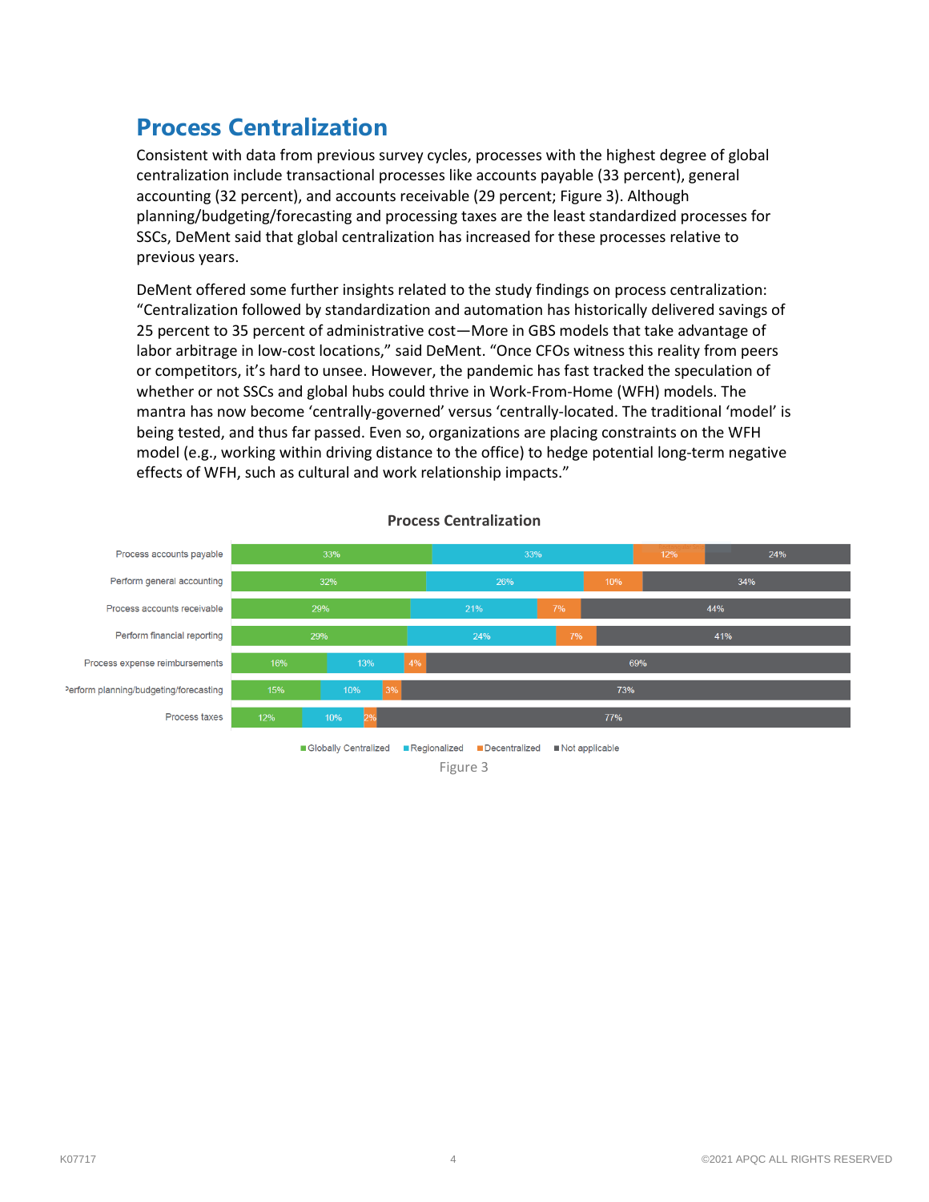## Process Centralization

Consistent with data from previous survey cycles, processes with the highest degree of global centralization include transactional processes like accounts payable (33 percent), general accounting (32 percent), and accounts receivable (29 percent; Figure 3). Although planning/budgeting/forecasting and processing taxes are the least standardized processes for SSCs, DeMent said that global centralization has increased for these processes relative to previous years.

DeMent offered some further insights related to the study findings on process centralization: "Centralization followed by standardization and automation has historically delivered savings of 25 percent to 35 percent of administrative cost—More in GBS models that take advantage of labor arbitrage in low-cost locations," said DeMent. "Once CFOs witness this reality from peers or competitors, it's hard to unsee. However, the pandemic has fast tracked the speculation of whether or not SSCs and global hubs could thrive in Work-From-Home (WFH) models. The mantra has now become 'centrally-governed' versus 'centrally-located. The traditional 'model' is being tested, and thus far passed. Even so, organizations are placing constraints on the WFH model (e.g., working within driving distance to the office) to hedge potential long-term negative effects of WFH, such as cultural and work relationship impacts."

**Process Centralization**

| | Globally Centralized | Regionalized | Decentralized | Not applicable |
|---|---|---|---|---|
| Process accounts payable | 33% | 33% | 12% | 24% |
| Perform general accounting | 32% | 26% | 10% | 34% |
| Process accounts receivable | 29% | 21% | 7% | 44% |
| Perform financial reporting | 29% | 24% | 7% | 41% |
| Process expense reimbursements | 16% | 13% | 4% | 69% |
| Perform planning/budgeting/forecasting | 15% | 10% | 3% | 73% |
| Process taxes | 12% | 10% | 2% | 77% |

Figure 3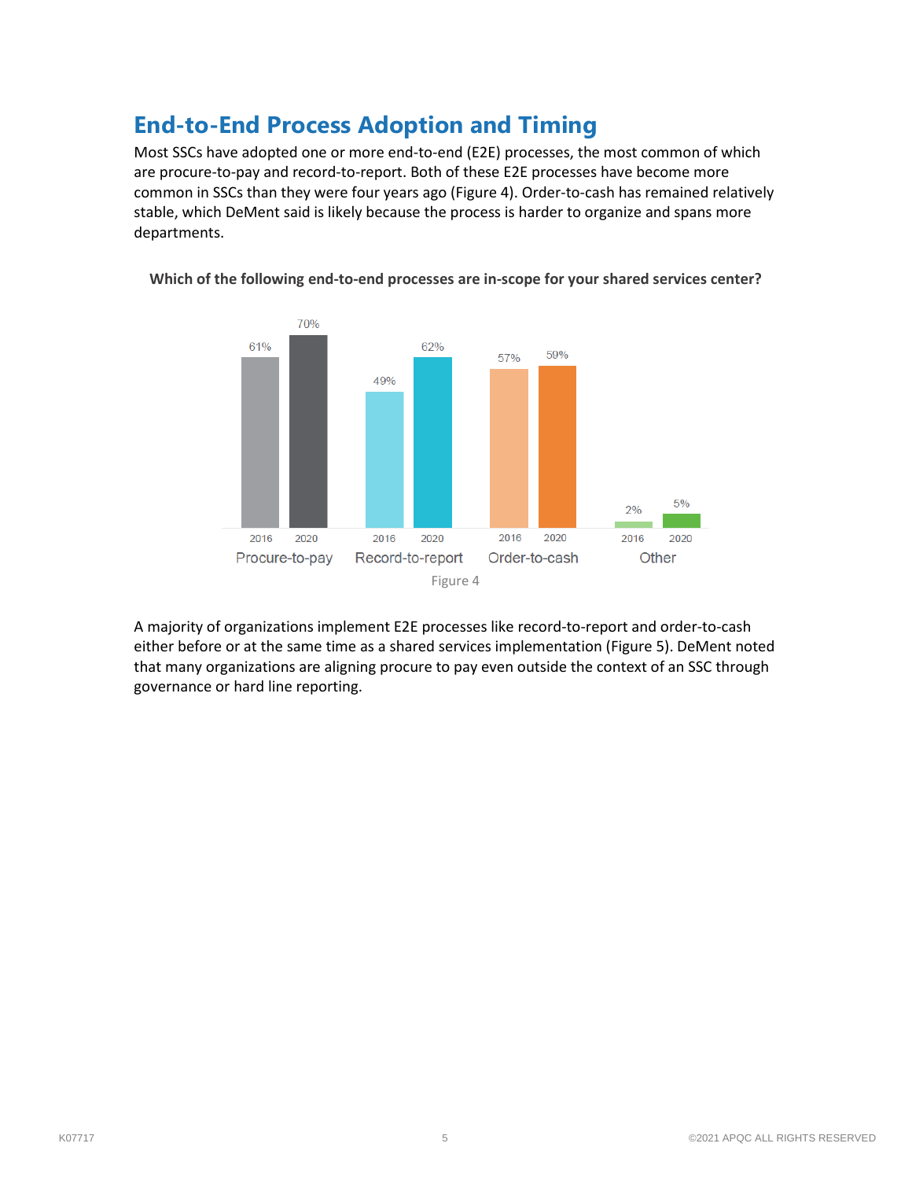## End-to-End Process Adoption and Timing

Most SSCs have adopted one or more end-to-end (E2E) processes, the most common of which are procure-to-pay and record-to-report. Both of these E2E processes have become more common in SSCs than they were four years ago (Figure 4). Order-to-cash has remained relatively stable, which DeMent said is likely because the process is harder to organize and spans more departments.

**Which of the following end-to-end processes are in-scope for your shared services center?**

| Process | 2016 | 2020 |
| --- | --- | --- |
| Procure-to-pay | 61% | 70% |
| Record-to-report | 49% | 62% |
| Order-to-cash | 57% | 59% |
| Other | 2% | 5% |

Figure 4

A majority of organizations implement E2E processes like record-to-report and order-to-cash either before or at the same time as a shared services implementation (Figure 5). DeMent noted that many organizations are aligning procure to pay even outside the context of an SSC through governance or hard line reporting.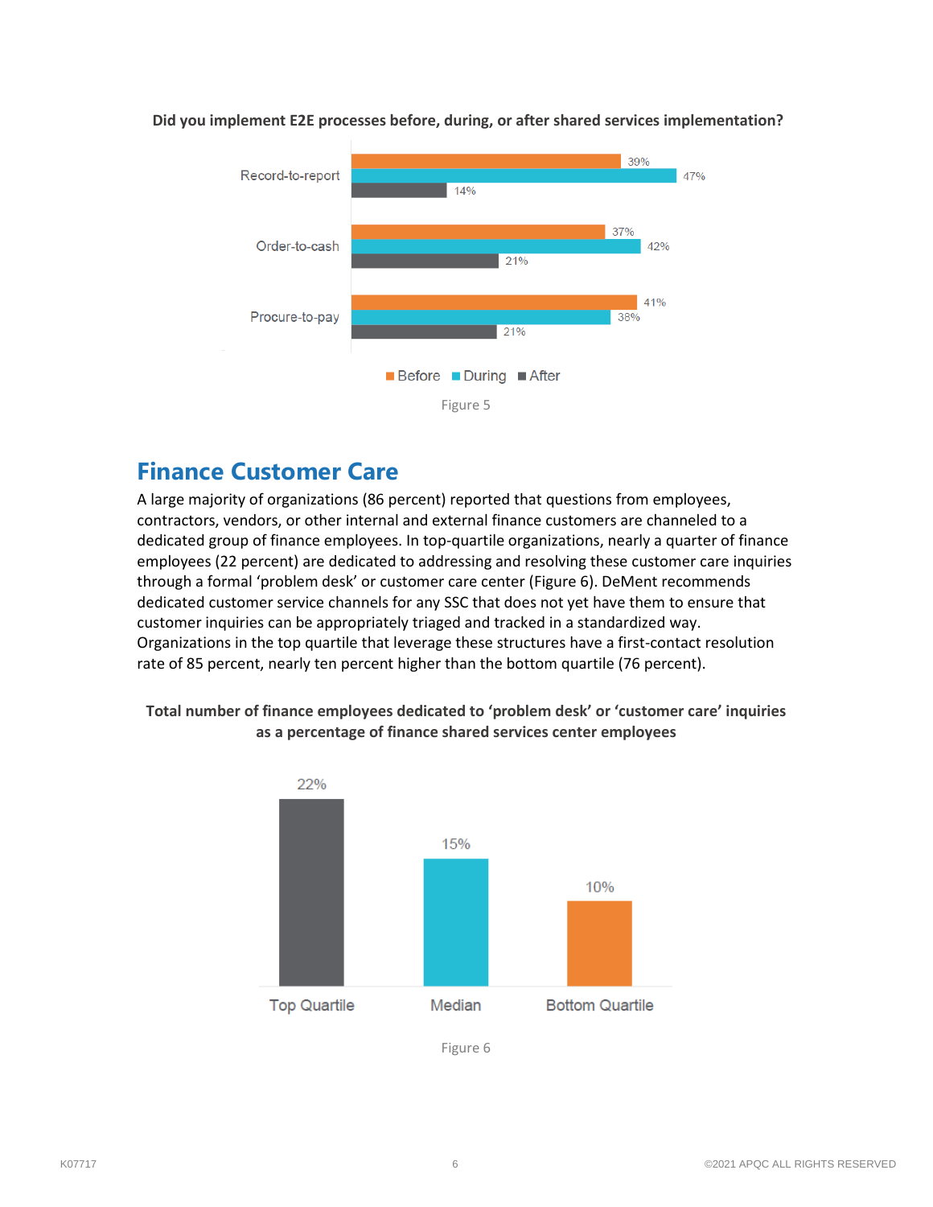**Did you implement E2E processes before, during, or after shared services implementation?**

| | Before | During | After |
|---|---|---|---|
| Record-to-report | 39% | 47% | 14% |
| Order-to-cash | 37% | 42% | 21% |
| Procure-to-pay | 41% | 38% | 21% |

Figure 5

## Finance Customer Care

A large majority of organizations (86 percent) reported that questions from employees, contractors, vendors, or other internal and external finance customers are channeled to a dedicated group of finance employees. In top-quartile organizations, nearly a quarter of finance employees (22 percent) are dedicated to addressing and resolving these customer care inquiries through a formal 'problem desk' or customer care center (Figure 6). DeMent recommends dedicated customer service channels for any SSC that does not yet have them to ensure that customer inquiries can be appropriately triaged and tracked in a standardized way. Organizations in the top quartile that leverage these structures have a first-contact resolution rate of 85 percent, nearly ten percent higher than the bottom quartile (76 percent).

**Total number of finance employees dedicated to 'problem desk' or 'customer care' inquiries as a percentage of finance shared services center employees**

| Top Quartile | Median | Bottom Quartile |
|---|---|---|
| 22% | 15% | 10% |

Figure 6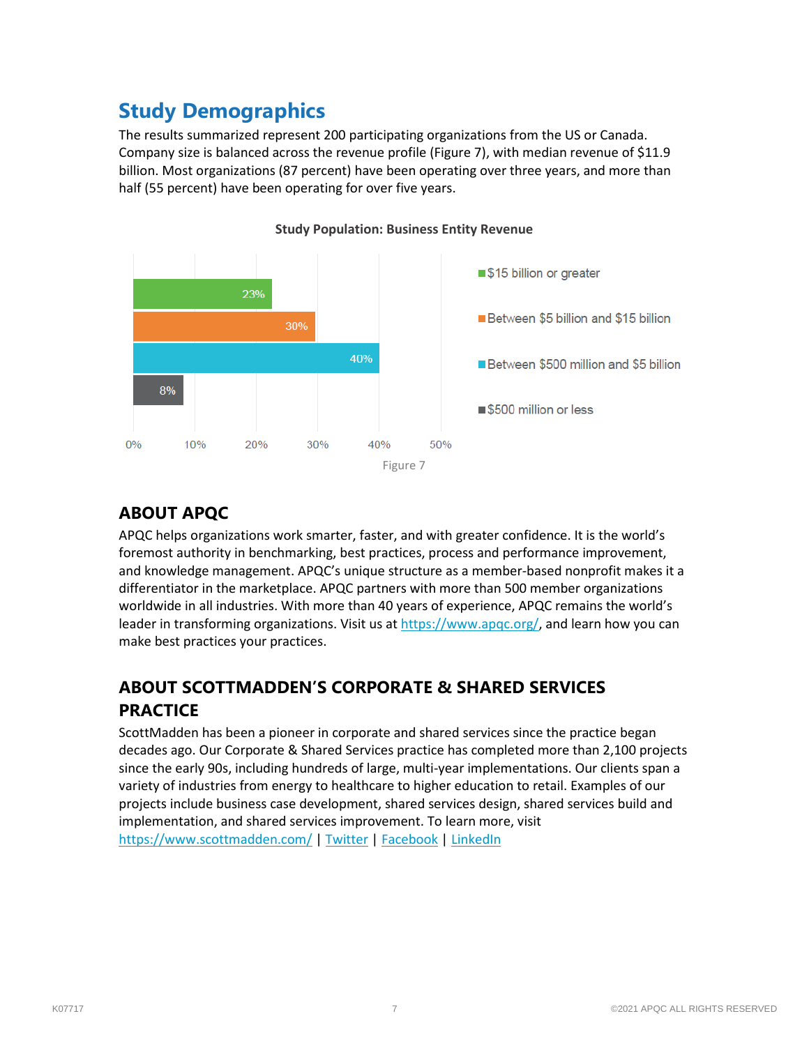## Study Demographics

The results summarized represent 200 participating organizations from the US or Canada. Company size is balanced across the revenue profile (Figure 7), with median revenue of $11.9 billion. Most organizations (87 percent) have been operating over three years, and more than half (55 percent) have been operating for over five years.

**Study Population: Business Entity Revenue**

23%
30%
40%
8%

0% 10% 20% 30% 40% 50%

$15 billion or greater
Between $5 billion and $15 billion
Between $500 million and $5 billion
$500 million or less

Figure 7

### ABOUT APQC

APQC helps organizations work smarter, faster, and with greater confidence. It is the world's foremost authority in benchmarking, best practices, process and performance improvement, and knowledge management. APQC's unique structure as a member-based nonprofit makes it a differentiator in the marketplace. APQC partners with more than 500 member organizations worldwide in all industries. With more than 40 years of experience, APQC remains the world's leader in transforming organizations. Visit us at [https://www.apqc.org/](https://www.apqc.org/), and learn how you can make best practices your practices.

### ABOUT SCOTTMADDEN'S CORPORATE & SHARED SERVICES PRACTICE

ScottMadden has been a pioneer in corporate and shared services since the practice began decades ago. Our Corporate & Shared Services practice has completed more than 2,100 projects since the early 90s, including hundreds of large, multi-year implementations. Our clients span a variety of industries from energy to healthcare to higher education to retail. Examples of our projects include business case development, shared services design, shared services build and implementation, and shared services improvement. To learn more, visit [https://www.scottmadden.com/](https://www.scottmadden.com/) | Twitter | Facebook | LinkedIn